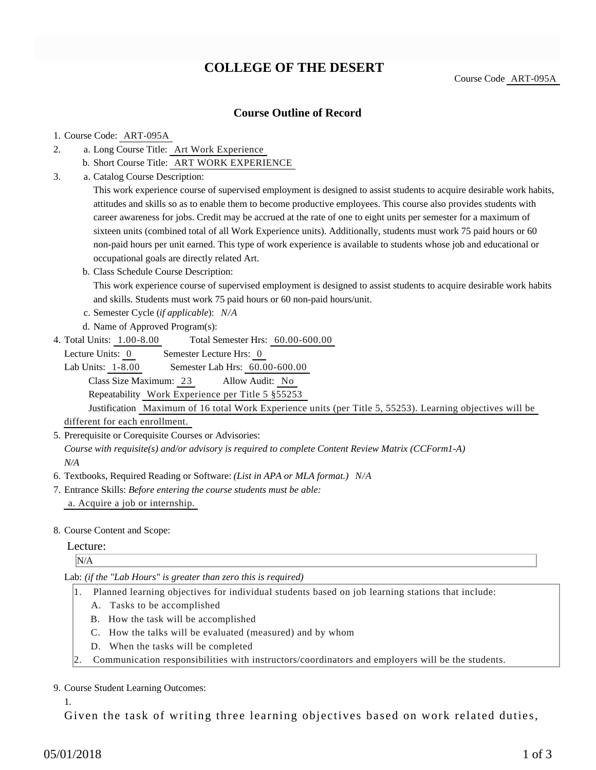# COLLEGE OF THE DESERT

Course Code ART-095A

## Course Outline of Record

1. Course Code: ART-095A
2. a. Long Course Title: Art Work Experience
   b. Short Course Title: ART WORK EXPERIENCE
3. a. Catalog Course Description:
   This work experience course of supervised employment is designed to assist students to acquire desirable work habits, attitudes and skills so as to enable them to become productive employees. This course also provides students with career awareness for jobs. Credit may be accrued at the rate of one to eight units per semester for a maximum of sixteen units (combined total of all Work Experience units). Additionally, students must work 75 paid hours or 60 non-paid hours per unit earned. This type of work experience is available to students whose job and educational or occupational goals are directly related Art.
   b. Class Schedule Course Description:
   This work experience course of supervised employment is designed to assist students to acquire desirable work habits and skills. Students must work 75 paid hours or 60 non-paid hours/unit.
   c. Semester Cycle (*if applicable*): *N/A*
   d. Name of Approved Program(s):
4. Total Units: 1.00-8.00 Total Semester Hrs: 60.00-600.00
   Lecture Units: 0 Semester Lecture Hrs: 0
   Lab Units: 1-8.00 Semester Lab Hrs: 60.00-600.00
   Class Size Maximum: 23 Allow Audit: No
   Repeatability Work Experience per Title 5 §55253
   Justification Maximum of 16 total Work Experience units (per Title 5, 55253). Learning objectives will be different for each enrollment.
5. Prerequisite or Corequisite Courses or Advisories:
   *Course with requisite(s) and/or advisory is required to complete Content Review Matrix (CCForm1-A)*
   *N/A*
6. Textbooks, Required Reading or Software: *(List in APA or MLA format.) N/A*
7. Entrance Skills: *Before entering the course students must be able:*
   a. Acquire a job or internship.
8. Course Content and Scope:

   Lecture:

   N/A

   Lab: *(if the "Lab Hours" is greater than zero this is required)*

   1. Planned learning objectives for individual students based on job learning stations that include:
      A. Tasks to be accomplished
      B. How the task will be accomplished
      C. How the talks will be evaluated (measured) and by whom
      D. When the tasks will be completed
   2. Communication responsibilities with instructors/coordinators and employers will be the students.

9. Course Student Learning Outcomes:

   1.

   Given the task of writing three learning objectives based on work related duties,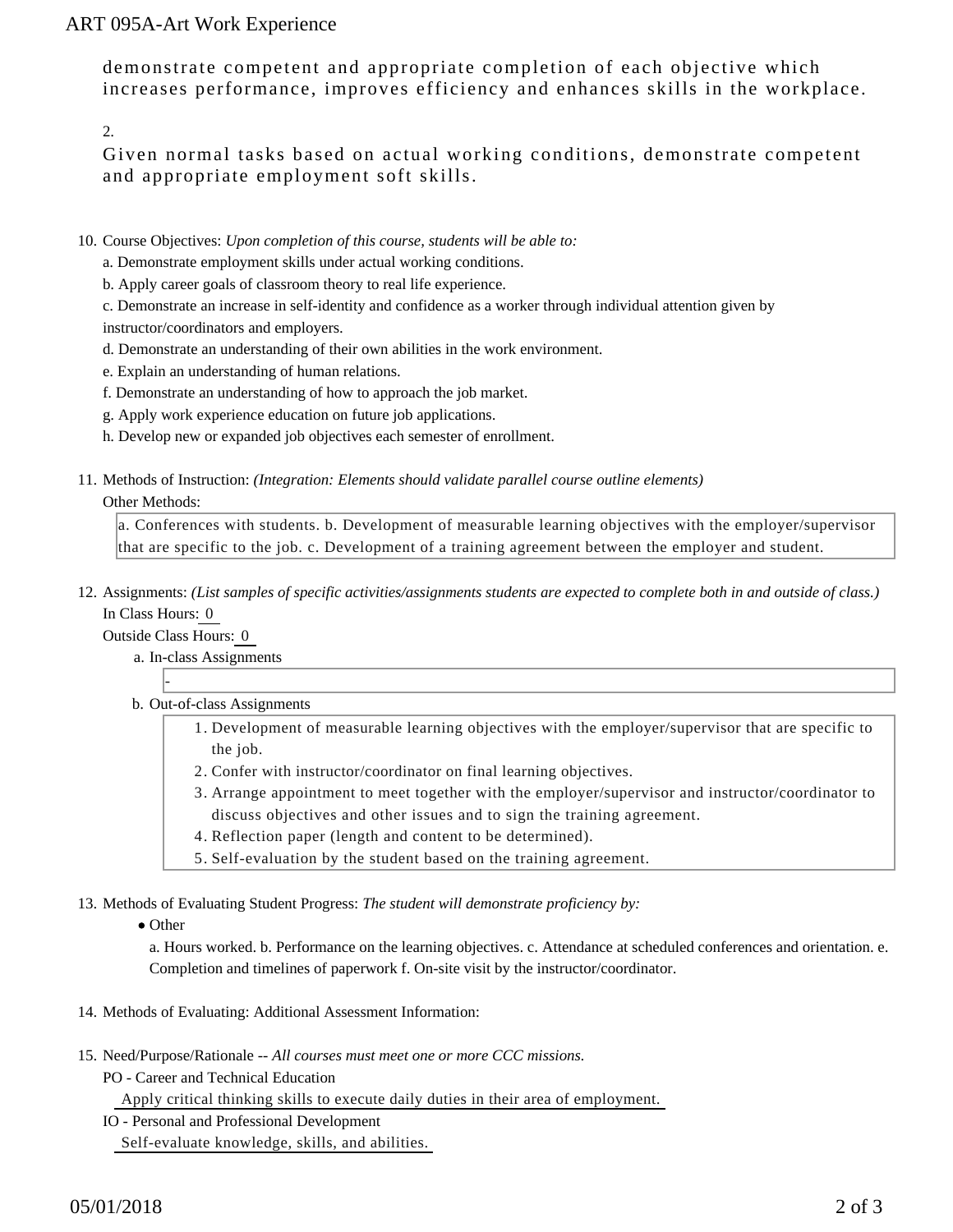demonstrate competent and appropriate completion of each objective which increases performance, improves efficiency and enhances skills in the workplace.

2.

Given normal tasks based on actual working conditions, demonstrate competent and appropriate employment soft skills.

10. Course Objectives: *Upon completion of this course, students will be able to:*

    a. Demonstrate employment skills under actual working conditions.

    b. Apply career goals of classroom theory to real life experience.

    c. Demonstrate an increase in self-identity and confidence as a worker through individual attention given by instructor/coordinators and employers.

    d. Demonstrate an understanding of their own abilities in the work environment.

    e. Explain an understanding of human relations.

    f. Demonstrate an understanding of how to approach the job market.

    g. Apply work experience education on future job applications.

    h. Develop new or expanded job objectives each semester of enrollment.

11. Methods of Instruction: *(Integration: Elements should validate parallel course outline elements)*

    Other Methods:

    a. Conferences with students. b. Development of measurable learning objectives with the employer/supervisor that are specific to the job. c. Development of a training agreement between the employer and student.

12. Assignments: *(List samples of specific activities/assignments students are expected to complete both in and outside of class.)*

    In Class Hours: 0

    Outside Class Hours: 0

    a. In-class Assignments

       -

    b. Out-of-class Assignments

       1. Development of measurable learning objectives with the employer/supervisor that are specific to the job.
       2. Confer with instructor/coordinator on final learning objectives.
       3. Arrange appointment to meet together with the employer/supervisor and instructor/coordinator to discuss objectives and other issues and to sign the training agreement.
       4. Reflection paper (length and content to be determined).
       5. Self-evaluation by the student based on the training agreement.

13. Methods of Evaluating Student Progress: *The student will demonstrate proficiency by:*

    - Other

      a. Hours worked. b. Performance on the learning objectives. c. Attendance at scheduled conferences and orientation. e. Completion and timelines of paperwork f. On-site visit by the instructor/coordinator.

14. Methods of Evaluating: Additional Assessment Information:

15. Need/Purpose/Rationale -- *All courses must meet one or more CCC missions.*

    PO - Career and Technical Education

    Apply critical thinking skills to execute daily duties in their area of employment.

    IO - Personal and Professional Development

    Self-evaluate knowledge, skills, and abilities.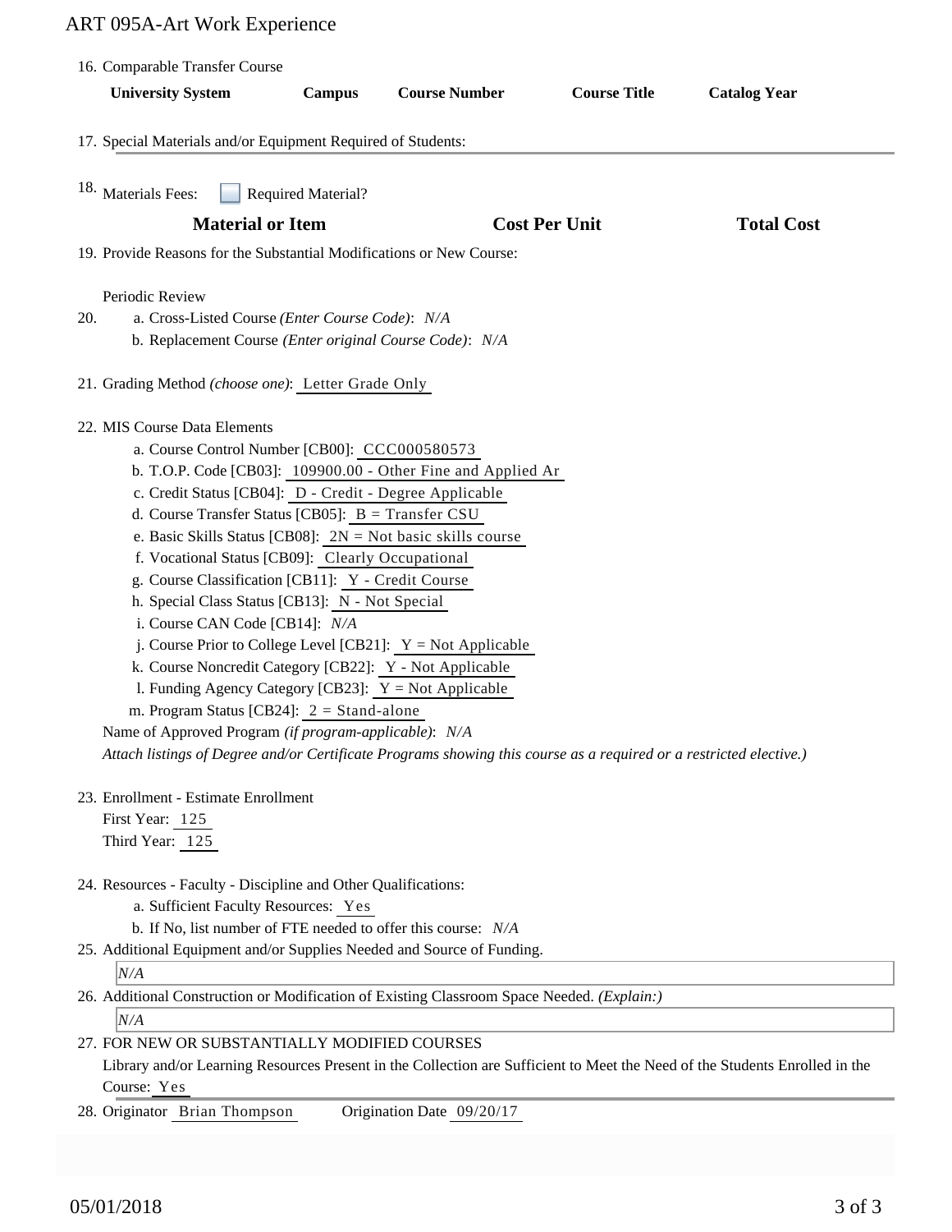16. Comparable Transfer Course

| University System | Campus | Course Number | Course Title | Catalog Year |
|---|---|---|---|---|

17. Special Materials and/or Equipment Required of Students:

18. Materials Fees: ☐ Required Material?

| Material or Item | Cost Per Unit | Total Cost |
|---|---|---|

19. Provide Reasons for the Substantial Modifications or New Course:

Periodic Review

20. a. Cross-Listed Course *(Enter Course Code)*: *N/A*
    b. Replacement Course *(Enter original Course Code)*: *N/A*

21. Grading Method *(choose one)*: Letter Grade Only

22. MIS Course Data Elements
    a. Course Control Number [CB00]: CCC000580573
    b. T.O.P. Code [CB03]: 109900.00 - Other Fine and Applied Ar
    c. Credit Status [CB04]: D - Credit - Degree Applicable
    d. Course Transfer Status [CB05]: B = Transfer CSU
    e. Basic Skills Status [CB08]: 2N = Not basic skills course
    f. Vocational Status [CB09]: Clearly Occupational
    g. Course Classification [CB11]: Y - Credit Course
    h. Special Class Status [CB13]: N - Not Special
    i. Course CAN Code [CB14]: *N/A*
    j. Course Prior to College Level [CB21]: Y = Not Applicable
    k. Course Noncredit Category [CB22]: Y - Not Applicable
    l. Funding Agency Category [CB23]: Y = Not Applicable
    m. Program Status [CB24]: 2 = Stand-alone

    Name of Approved Program *(if program-applicable)*: *N/A*

    *Attach listings of Degree and/or Certificate Programs showing this course as a required or a restricted elective.)*

23. Enrollment - Estimate Enrollment
    First Year: 125
    Third Year: 125

24. Resources - Faculty - Discipline and Other Qualifications:
    a. Sufficient Faculty Resources: Yes
    b. If No, list number of FTE needed to offer this course: *N/A*

25. Additional Equipment and/or Supplies Needed and Source of Funding.
    *N/A*

26. Additional Construction or Modification of Existing Classroom Space Needed. *(Explain:)*
    *N/A*

27. FOR NEW OR SUBSTANTIALLY MODIFIED COURSES
    Library and/or Learning Resources Present in the Collection are Sufficient to Meet the Need of the Students Enrolled in the Course: Yes

28. Originator Brian Thompson Origination Date 09/20/17